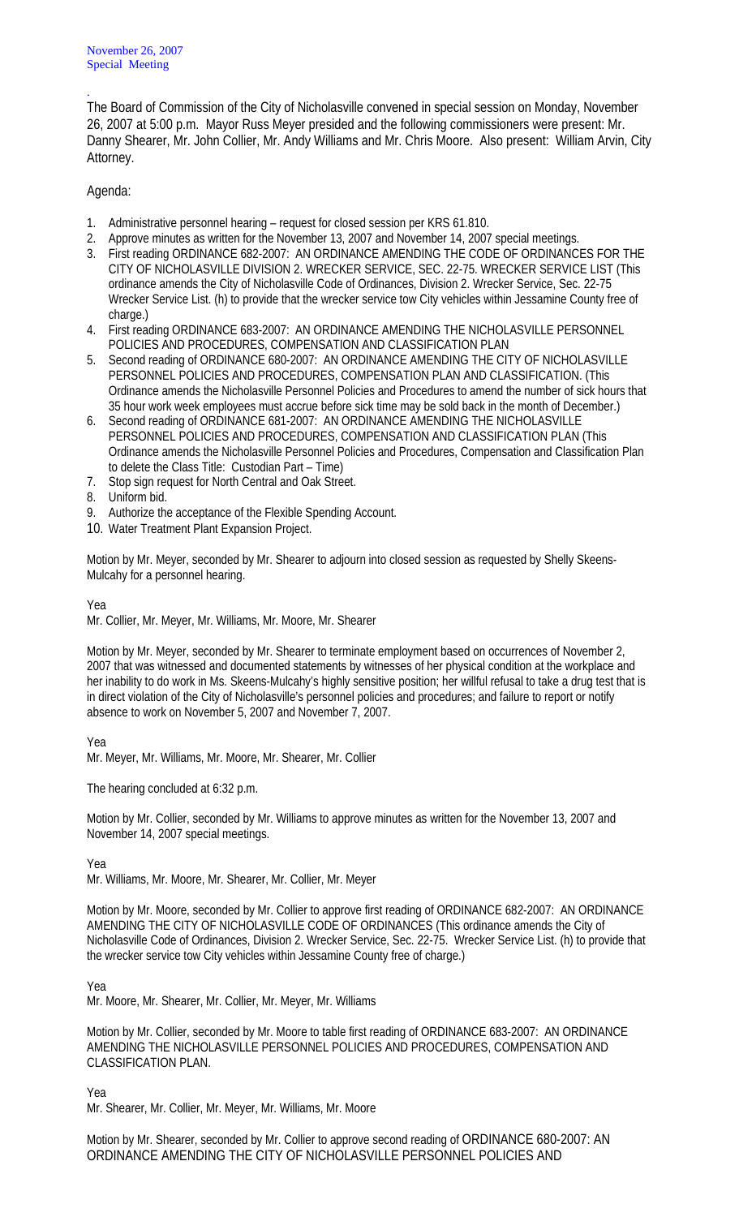November 26, 2007
Special Meeting

.
The Board of Commission of the City of Nicholasville convened in special session on Monday, November 26, 2007 at 5:00 p.m. Mayor Russ Meyer presided and the following commissioners were present: Mr. Danny Shearer, Mr. John Collier, Mr. Andy Williams and Mr. Chris Moore. Also present: William Arvin, City Attorney.

Agenda:

1. Administrative personnel hearing – request for closed session per KRS 61.810.
2. Approve minutes as written for the November 13, 2007 and November 14, 2007 special meetings.
3. First reading ORDINANCE 682-2007: AN ORDINANCE AMENDING THE CODE OF ORDINANCES FOR THE CITY OF NICHOLASVILLE DIVISION 2. WRECKER SERVICE, SEC. 22-75. WRECKER SERVICE LIST (This ordinance amends the City of Nicholasville Code of Ordinances, Division 2. Wrecker Service, Sec. 22-75 Wrecker Service List. (h) to provide that the wrecker service tow City vehicles within Jessamine County free of charge.)
4. First reading ORDINANCE 683-2007: AN ORDINANCE AMENDING THE NICHOLASVILLE PERSONNEL POLICIES AND PROCEDURES, COMPENSATION AND CLASSIFICATION PLAN
5. Second reading of ORDINANCE 680-2007: AN ORDINANCE AMENDING THE CITY OF NICHOLASVILLE PERSONNEL POLICIES AND PROCEDURES, COMPENSATION PLAN AND CLASSIFICATION. (This Ordinance amends the Nicholasville Personnel Policies and Procedures to amend the number of sick hours that 35 hour work week employees must accrue before sick time may be sold back in the month of December.)
6. Second reading of ORDINANCE 681-2007: AN ORDINANCE AMENDING THE NICHOLASVILLE PERSONNEL POLICIES AND PROCEDURES, COMPENSATION AND CLASSIFICATION PLAN (This Ordinance amends the Nicholasville Personnel Policies and Procedures, Compensation and Classification Plan to delete the Class Title: Custodian Part – Time)
7. Stop sign request for North Central and Oak Street.
8. Uniform bid.
9. Authorize the acceptance of the Flexible Spending Account.
10. Water Treatment Plant Expansion Project.

Motion by Mr. Meyer, seconded by Mr. Shearer to adjourn into closed session as requested by Shelly Skeens-Mulcahy for a personnel hearing.

Yea
Mr. Collier, Mr. Meyer, Mr. Williams, Mr. Moore, Mr. Shearer

Motion by Mr. Meyer, seconded by Mr. Shearer to terminate employment based on occurrences of November 2, 2007 that was witnessed and documented statements by witnesses of her physical condition at the workplace and her inability to do work in Ms. Skeens-Mulcahy's highly sensitive position; her willful refusal to take a drug test that is in direct violation of the City of Nicholasville's personnel policies and procedures; and failure to report or notify absence to work on November 5, 2007 and November 7, 2007.

Yea
Mr. Meyer, Mr. Williams, Mr. Moore, Mr. Shearer, Mr. Collier

The hearing concluded at 6:32 p.m.

Motion by Mr. Collier, seconded by Mr. Williams to approve minutes as written for the November 13, 2007 and November 14, 2007 special meetings.

Yea
Mr. Williams, Mr. Moore, Mr. Shearer, Mr. Collier, Mr. Meyer

Motion by Mr. Moore, seconded by Mr. Collier to approve first reading of ORDINANCE 682-2007: AN ORDINANCE AMENDING THE CITY OF NICHOLASVILLE CODE OF ORDINANCES (This ordinance amends the City of Nicholasville Code of Ordinances, Division 2. Wrecker Service, Sec. 22-75. Wrecker Service List. (h) to provide that the wrecker service tow City vehicles within Jessamine County free of charge.)

Yea
Mr. Moore, Mr. Shearer, Mr. Collier, Mr. Meyer, Mr. Williams

Motion by Mr. Collier, seconded by Mr. Moore to table first reading of ORDINANCE 683-2007: AN ORDINANCE AMENDING THE NICHOLASVILLE PERSONNEL POLICIES AND PROCEDURES, COMPENSATION AND CLASSIFICATION PLAN.

Yea
Mr. Shearer, Mr. Collier, Mr. Meyer, Mr. Williams, Mr. Moore

Motion by Mr. Shearer, seconded by Mr. Collier to approve second reading of ORDINANCE 680-2007: AN ORDINANCE AMENDING THE CITY OF NICHOLASVILLE PERSONNEL POLICIES AND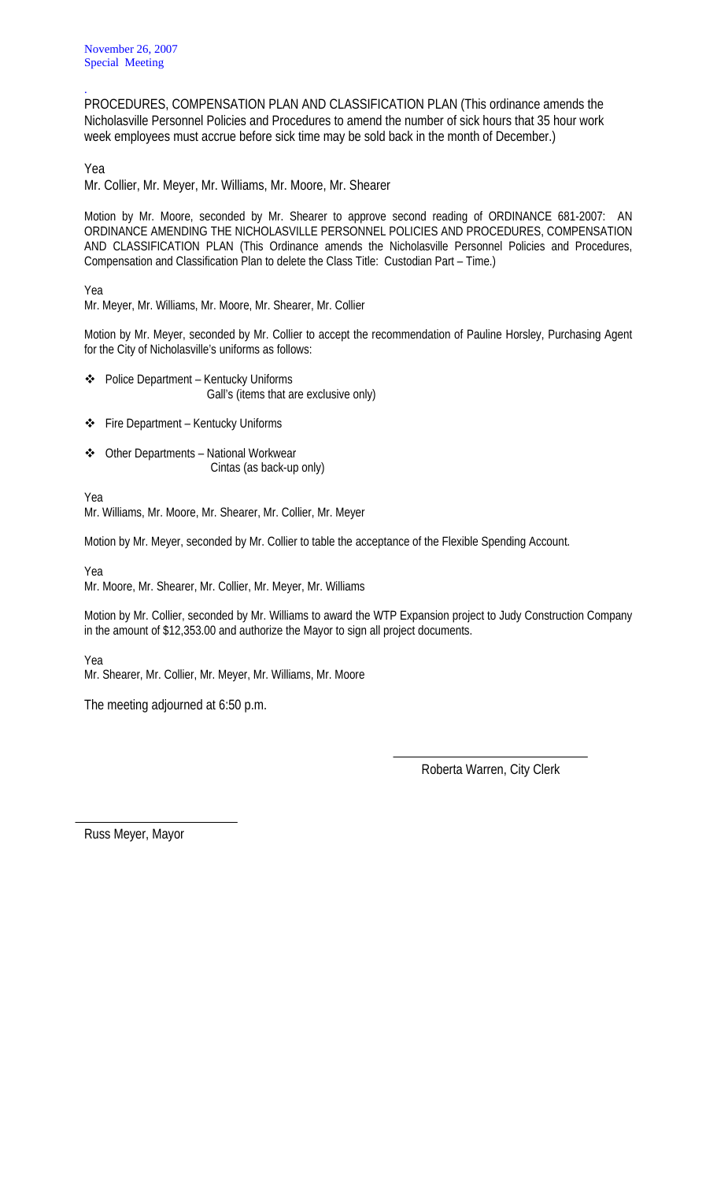PROCEDURES, COMPENSATION PLAN AND CLASSIFICATION PLAN (This ordinance amends the Nicholasville Personnel Policies and Procedures to amend the number of sick hours that 35 hour work week employees must accrue before sick time may be sold back in the month of December.)

Yea
Mr. Collier, Mr. Meyer, Mr. Williams, Mr. Moore, Mr. Shearer

Motion by Mr. Moore, seconded by Mr. Shearer to approve second reading of ORDINANCE 681-2007: AN ORDINANCE AMENDING THE NICHOLASVILLE PERSONNEL POLICIES AND PROCEDURES, COMPENSATION AND CLASSIFICATION PLAN (This Ordinance amends the Nicholasville Personnel Policies and Procedures, Compensation and Classification Plan to delete the Class Title: Custodian Part – Time.)

Yea
Mr. Meyer, Mr. Williams, Mr. Moore, Mr. Shearer, Mr. Collier

Motion by Mr. Meyer, seconded by Mr. Collier to accept the recommendation of Pauline Horsley, Purchasing Agent for the City of Nicholasville's uniforms as follows:

- Police Department – Kentucky Uniforms
  Gall's (items that are exclusive only)
- Fire Department – Kentucky Uniforms
- Other Departments – National Workwear
  Cintas (as back-up only)

Yea
Mr. Williams, Mr. Moore, Mr. Shearer, Mr. Collier, Mr. Meyer

Motion by Mr. Meyer, seconded by Mr. Collier to table the acceptance of the Flexible Spending Account.

Yea
Mr. Moore, Mr. Shearer, Mr. Collier, Mr. Meyer, Mr. Williams

Motion by Mr. Collier, seconded by Mr. Williams to award the WTP Expansion project to Judy Construction Company in the amount of $12,353.00 and authorize the Mayor to sign all project documents.

Yea
Mr. Shearer, Mr. Collier, Mr. Meyer, Mr. Williams, Mr. Moore

The meeting adjourned at 6:50 p.m.

Roberta Warren, City Clerk

Russ Meyer, Mayor